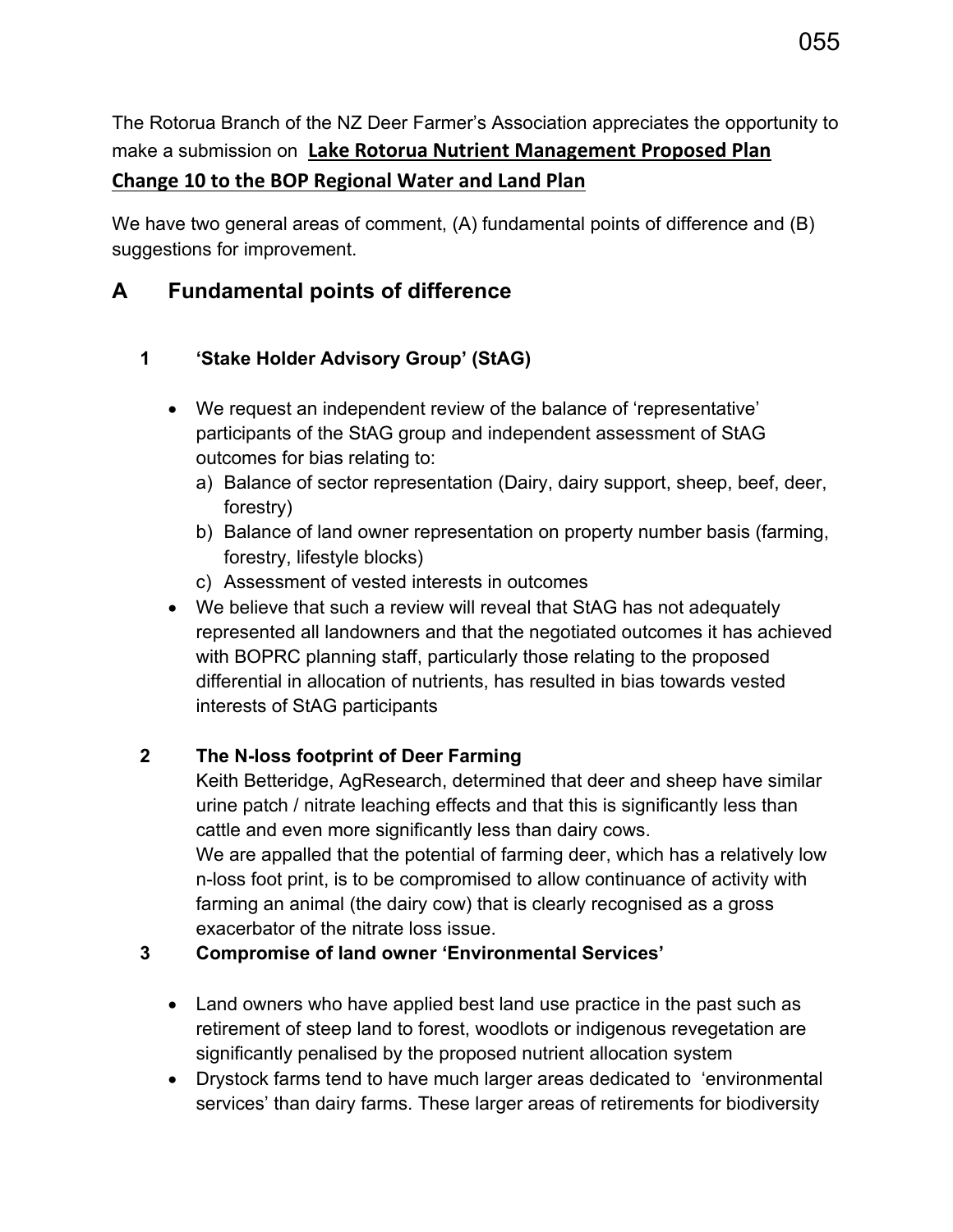The Rotorua Branch of the NZ Deer Farmer's Association appreciates the opportunity to make a submission on **Lake Rotorua Nutrient Management Proposed Plan Change 10 to the BOP Regional Water and Land Plan**

We have two general areas of comment, (A) fundamental points of difference and (B) suggestions for improvement.

## A Fundamental points of difference

### 1 'Stake Holder Advisory Group' (StAG)

- We request an independent review of the balance of 'representative' participants of the StAG group and independent assessment of StAG outcomes for bias relating to:
  a) Balance of sector representation (Dairy, dairy support, sheep, beef, deer, forestry)
  b) Balance of land owner representation on property number basis (farming, forestry, lifestyle blocks)
  c) Assessment of vested interests in outcomes
- We believe that such a review will reveal that StAG has not adequately represented all landowners and that the negotiated outcomes it has achieved with BOPRC planning staff, particularly those relating to the proposed differential in allocation of nutrients, has resulted in bias towards vested interests of StAG participants

### 2 The N-loss footprint of Deer Farming

Keith Betteridge, AgResearch, determined that deer and sheep have similar urine patch / nitrate leaching effects and that this is significantly less than cattle and even more significantly less than dairy cows.

We are appalled that the potential of farming deer, which has a relatively low n-loss foot print, is to be compromised to allow continuance of activity with farming an animal (the dairy cow) that is clearly recognised as a gross exacerbator of the nitrate loss issue.

### 3 Compromise of land owner 'Environmental Services'

- Land owners who have applied best land use practice in the past such as retirement of steep land to forest, woodlots or indigenous revegetation are significantly penalised by the proposed nutrient allocation system
- Drystock farms tend to have much larger areas dedicated to 'environmental services' than dairy farms. These larger areas of retirements for biodiversity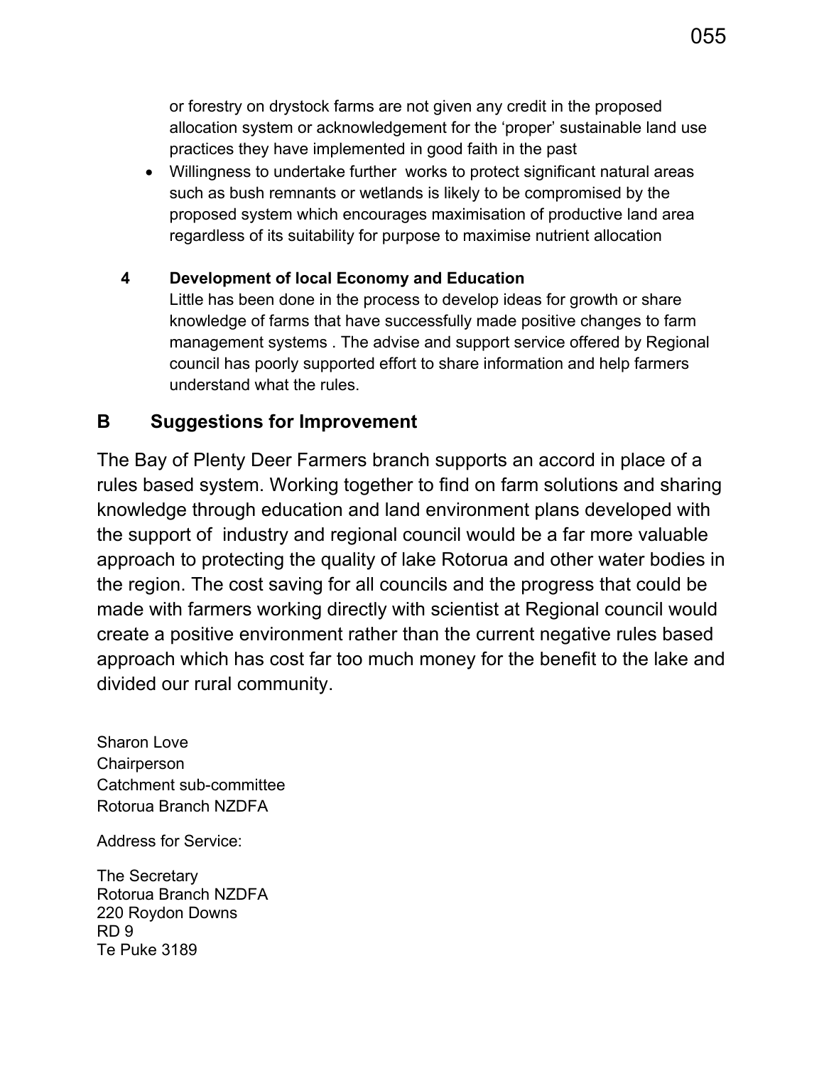or forestry on drystock farms are not given any credit in the proposed allocation system or acknowledgement for the 'proper' sustainable land use practices they have implemented in good faith in the past

- Willingness to undertake further works to protect significant natural areas such as bush remnants or wetlands is likely to be compromised by the proposed system which encourages maximisation of productive land area regardless of its suitability for purpose to maximise nutrient allocation

**4 Development of local Economy and Education**

Little has been done in the process to develop ideas for growth or share knowledge of farms that have successfully made positive changes to farm management systems . The advise and support service offered by Regional council has poorly supported effort to share information and help farmers understand what the rules.

## B Suggestions for Improvement

The Bay of Plenty Deer Farmers branch supports an accord in place of a rules based system. Working together to find on farm solutions and sharing knowledge through education and land environment plans developed with the support of industry and regional council would be a far more valuable approach to protecting the quality of lake Rotorua and other water bodies in the region. The cost saving for all councils and the progress that could be made with farmers working directly with scientist at Regional council would create a positive environment rather than the current negative rules based approach which has cost far too much money for the benefit to the lake and divided our rural community.

Sharon Love
Chairperson
Catchment sub-committee
Rotorua Branch NZDFA

Address for Service:

The Secretary
Rotorua Branch NZDFA
220 Roydon Downs
RD 9
Te Puke 3189